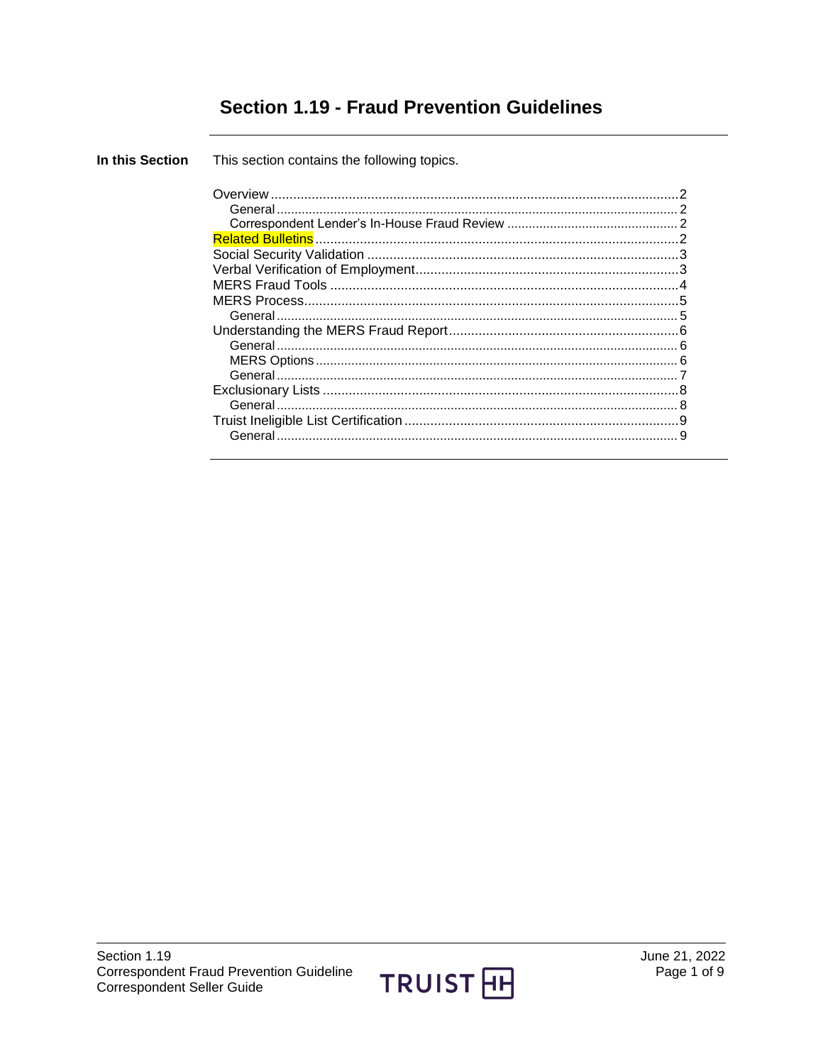# Section 1.19 - Fraud Prevention Guidelines

**In this Section** This section contains the following topics.

| Topic | Page |
| --- | --- |
| Overview | 2 |
| General | 2 |
| Correspondent Lender's In-House Fraud Review | 2 |
| Related Bulletins | 2 |
| Social Security Validation | 3 |
| Verbal Verification of Employment | 3 |
| MERS Fraud Tools | 4 |
| MERS Process | 5 |
| General | 5 |
| Understanding the MERS Fraud Report | 6 |
| General | 6 |
| MERS Options | 6 |
| General | 7 |
| Exclusionary Lists | 8 |
| General | 8 |
| Truist Ineligible List Certification | 9 |
| General | 9 |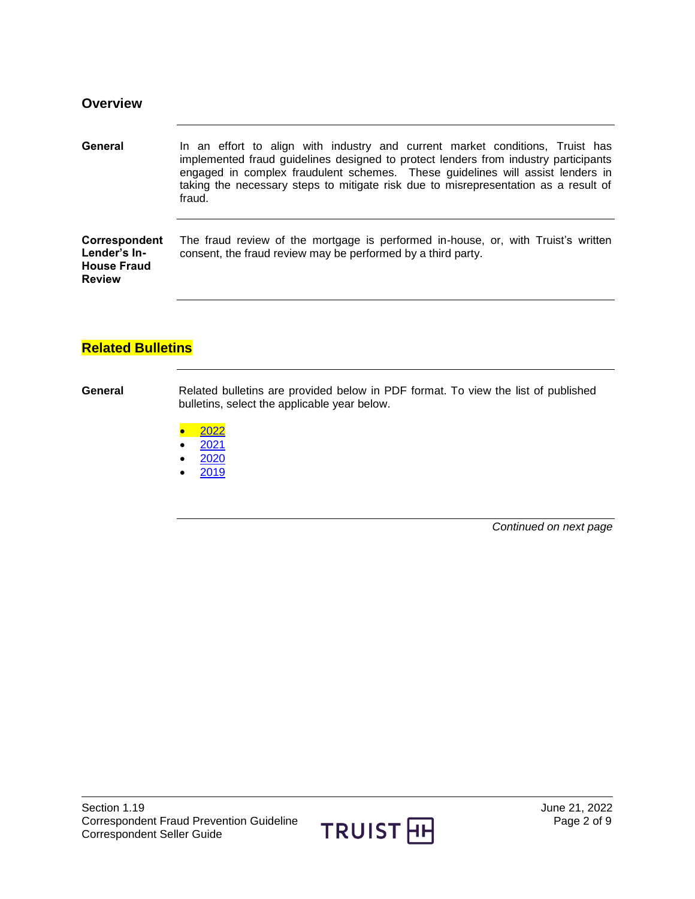## Overview

**General**

In an effort to align with industry and current market conditions, Truist has implemented fraud guidelines designed to protect lenders from industry participants engaged in complex fraudulent schemes. These guidelines will assist lenders in taking the necessary steps to mitigate risk due to misrepresentation as a result of fraud.

**Correspondent Lender's In-House Fraud Review**

The fraud review of the mortgage is performed in-house, or, with Truist's written consent, the fraud review may be performed by a third party.

## Related Bulletins

**General**

Related bulletins are provided below in PDF format. To view the list of published bulletins, select the applicable year below.

- 2022
- 2021
- 2020
- 2019

*Continued on next page*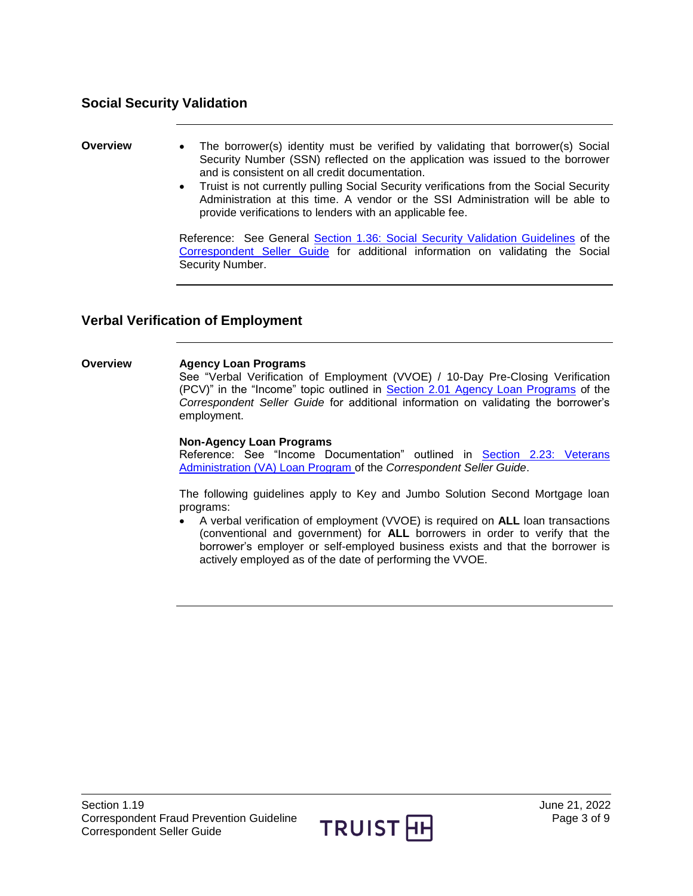## Social Security Validation

**Overview**

- The borrower(s) identity must be verified by validating that borrower(s) Social Security Number (SSN) reflected on the application was issued to the borrower and is consistent on all credit documentation.
- Truist is not currently pulling Social Security verifications from the Social Security Administration at this time. A vendor or the SSI Administration will be able to provide verifications to lenders with an applicable fee.

Reference: See General Section 1.36: Social Security Validation Guidelines of the Correspondent Seller Guide for additional information on validating the Social Security Number.

## Verbal Verification of Employment

**Overview**

**Agency Loan Programs**
See "Verbal Verification of Employment (VVOE) / 10-Day Pre-Closing Verification (PCV)" in the "Income" topic outlined in Section 2.01 Agency Loan Programs of the *Correspondent Seller Guide* for additional information on validating the borrower's employment.

**Non-Agency Loan Programs**
Reference: See "Income Documentation" outlined in Section 2.23: Veterans Administration (VA) Loan Program of the *Correspondent Seller Guide*.

The following guidelines apply to Key and Jumbo Solution Second Mortgage loan programs:

- A verbal verification of employment (VVOE) is required on **ALL** loan transactions (conventional and government) for **ALL** borrowers in order to verify that the borrower's employer or self-employed business exists and that the borrower is actively employed as of the date of performing the VVOE.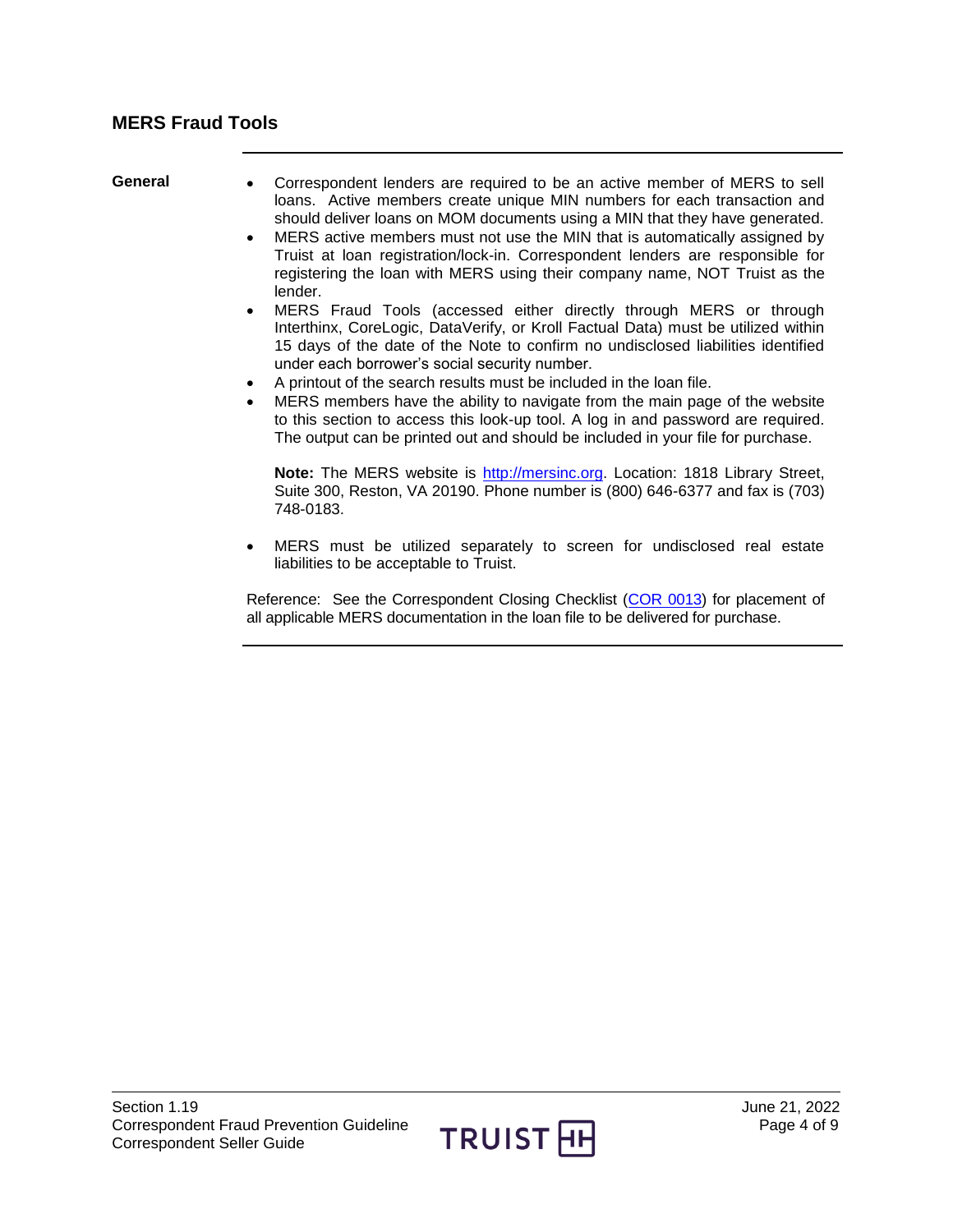## MERS Fraud Tools

**General**

- Correspondent lenders are required to be an active member of MERS to sell loans. Active members create unique MIN numbers for each transaction and should deliver loans on MOM documents using a MIN that they have generated.
- MERS active members must not use the MIN that is automatically assigned by Truist at loan registration/lock-in. Correspondent lenders are responsible for registering the loan with MERS using their company name, NOT Truist as the lender.
- MERS Fraud Tools (accessed either directly through MERS or through Interthinx, CoreLogic, DataVerify, or Kroll Factual Data) must be utilized within 15 days of the date of the Note to confirm no undisclosed liabilities identified under each borrower's social security number.
- A printout of the search results must be included in the loan file.
- MERS members have the ability to navigate from the main page of the website to this section to access this look-up tool. A log in and password are required. The output can be printed out and should be included in your file for purchase.

  **Note:** The MERS website is [http://mersinc.org](http://mersinc.org). Location: 1818 Library Street, Suite 300, Reston, VA 20190. Phone number is (800) 646-6377 and fax is (703) 748-0183.

- MERS must be utilized separately to screen for undisclosed real estate liabilities to be acceptable to Truist.

Reference: See the Correspondent Closing Checklist (COR 0013) for placement of all applicable MERS documentation in the loan file to be delivered for purchase.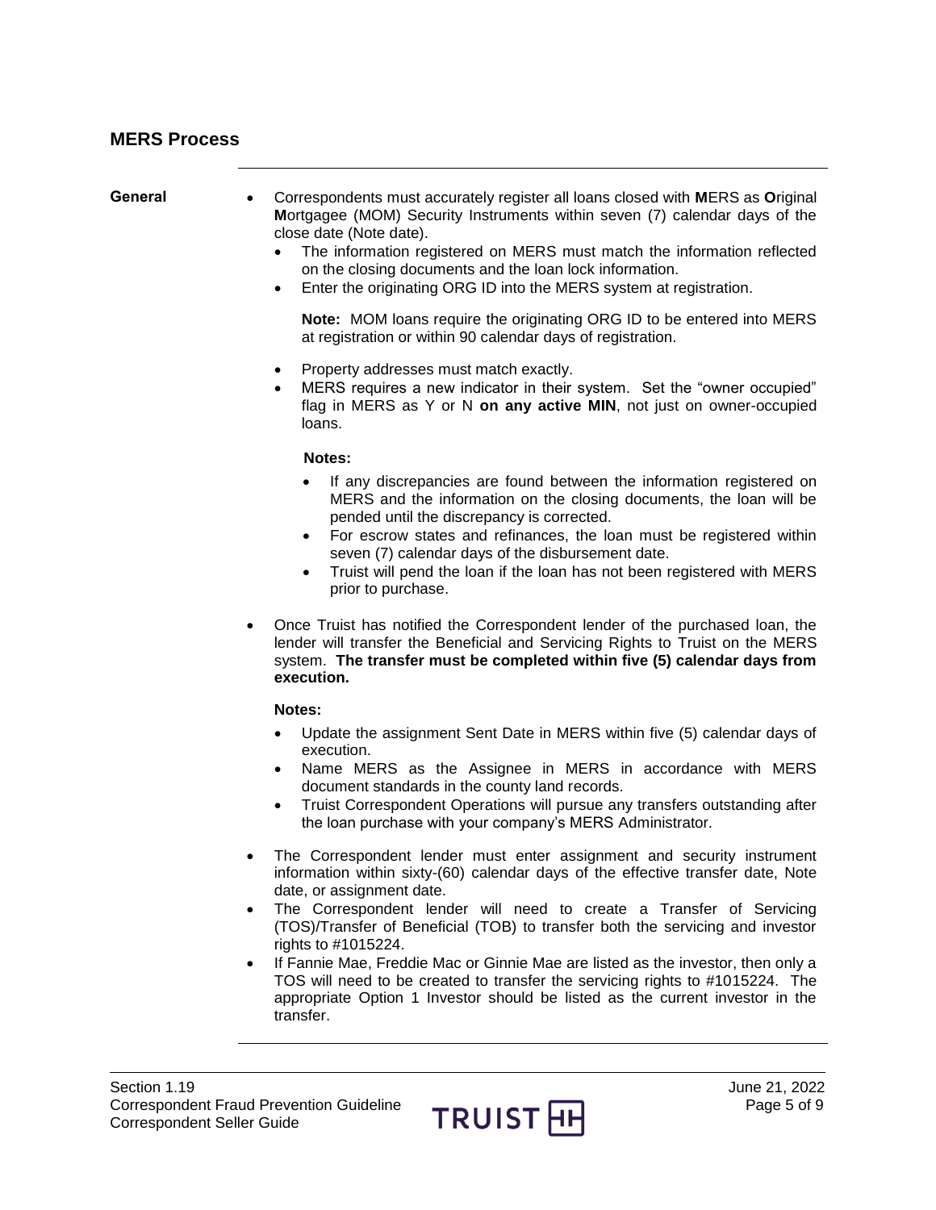## MERS Process

**General**

- Correspondents must accurately register all loans closed with **M**ERS as **O**riginal **M**ortgagee (MOM) Security Instruments within seven (7) calendar days of the close date (Note date).
  - The information registered on MERS must match the information reflected on the closing documents and the loan lock information.
  - Enter the originating ORG ID into the MERS system at registration.

  **Note:** MOM loans require the originating ORG ID to be entered into MERS at registration or within 90 calendar days of registration.

  - Property addresses must match exactly.
  - MERS requires a new indicator in their system. Set the "owner occupied" flag in MERS as Y or N **on any active MIN**, not just on owner-occupied loans.

  **Notes:**

  - If any discrepancies are found between the information registered on MERS and the information on the closing documents, the loan will be pended until the discrepancy is corrected.
  - For escrow states and refinances, the loan must be registered within seven (7) calendar days of the disbursement date.
  - Truist will pend the loan if the loan has not been registered with MERS prior to purchase.

- Once Truist has notified the Correspondent lender of the purchased loan, the lender will transfer the Beneficial and Servicing Rights to Truist on the MERS system. **The transfer must be completed within five (5) calendar days from execution.**

  **Notes:**

  - Update the assignment Sent Date in MERS within five (5) calendar days of execution.
  - Name MERS as the Assignee in MERS in accordance with MERS document standards in the county land records.
  - Truist Correspondent Operations will pursue any transfers outstanding after the loan purchase with your company's MERS Administrator.

- The Correspondent lender must enter assignment and security instrument information within sixty-(60) calendar days of the effective transfer date, Note date, or assignment date.
- The Correspondent lender will need to create a Transfer of Servicing (TOS)/Transfer of Beneficial (TOB) to transfer both the servicing and investor rights to #1015224.
- If Fannie Mae, Freddie Mac or Ginnie Mae are listed as the investor, then only a TOS will need to be created to transfer the servicing rights to #1015224. The appropriate Option 1 Investor should be listed as the current investor in the transfer.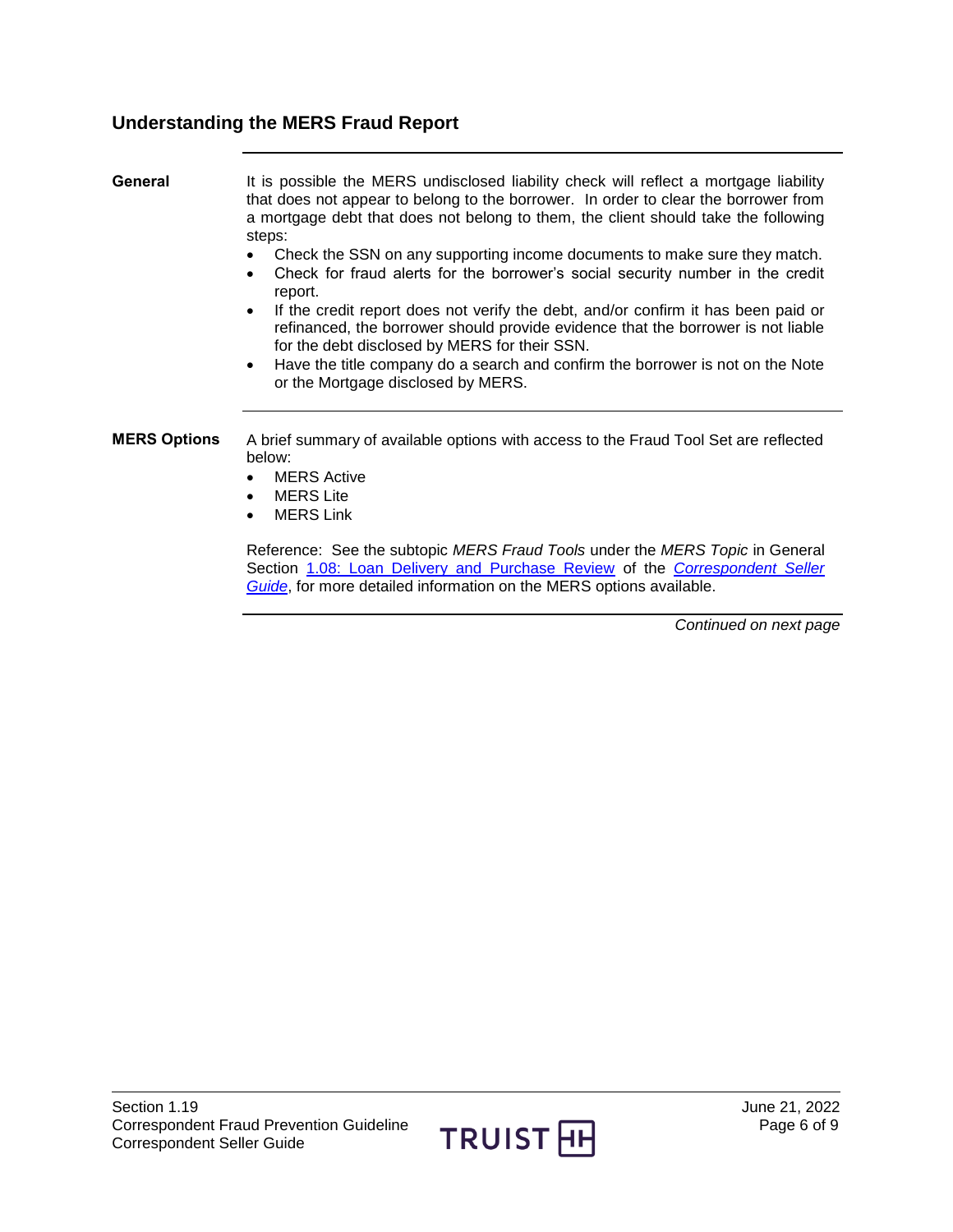## Understanding the MERS Fraud Report

**General**

It is possible the MERS undisclosed liability check will reflect a mortgage liability that does not appear to belong to the borrower. In order to clear the borrower from a mortgage debt that does not belong to them, the client should take the following steps:

- Check the SSN on any supporting income documents to make sure they match.
- Check for fraud alerts for the borrower's social security number in the credit report.
- If the credit report does not verify the debt, and/or confirm it has been paid or refinanced, the borrower should provide evidence that the borrower is not liable for the debt disclosed by MERS for their SSN.
- Have the title company do a search and confirm the borrower is not on the Note or the Mortgage disclosed by MERS.

**MERS Options**

A brief summary of available options with access to the Fraud Tool Set are reflected below:

- MERS Active
- MERS Lite
- MERS Link

Reference: See the subtopic *MERS Fraud Tools* under the *MERS Topic* in General Section [1.08: Loan Delivery and Purchase Review](#) of the *[Correspondent Seller Guide](#)*, for more detailed information on the MERS options available.

*Continued on next page*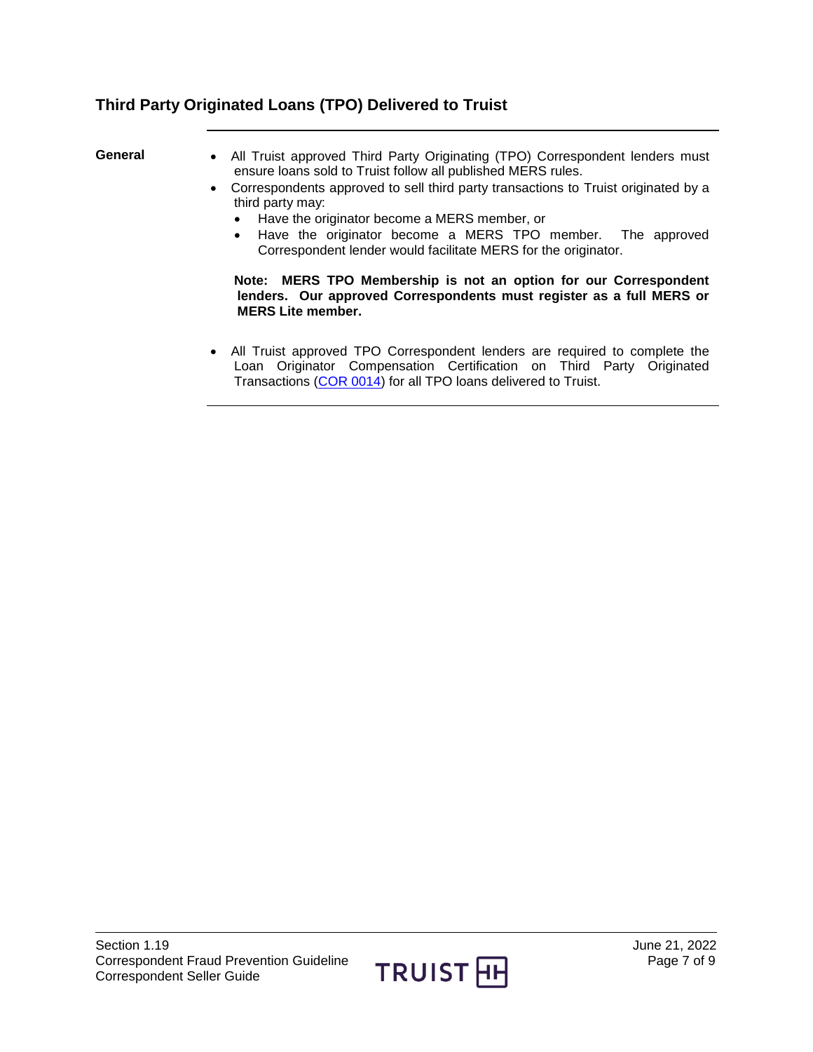## Third Party Originated Loans (TPO) Delivered to Truist

**General**

- All Truist approved Third Party Originating (TPO) Correspondent lenders must ensure loans sold to Truist follow all published MERS rules.
- Correspondents approved to sell third party transactions to Truist originated by a third party may:
  - Have the originator become a MERS member, or
  - Have the originator become a MERS TPO member. The approved Correspondent lender would facilitate MERS for the originator.

  **Note: MERS TPO Membership is not an option for our Correspondent lenders. Our approved Correspondents must register as a full MERS or MERS Lite member.**

- All Truist approved TPO Correspondent lenders are required to complete the Loan Originator Compensation Certification on Third Party Originated Transactions (COR 0014) for all TPO loans delivered to Truist.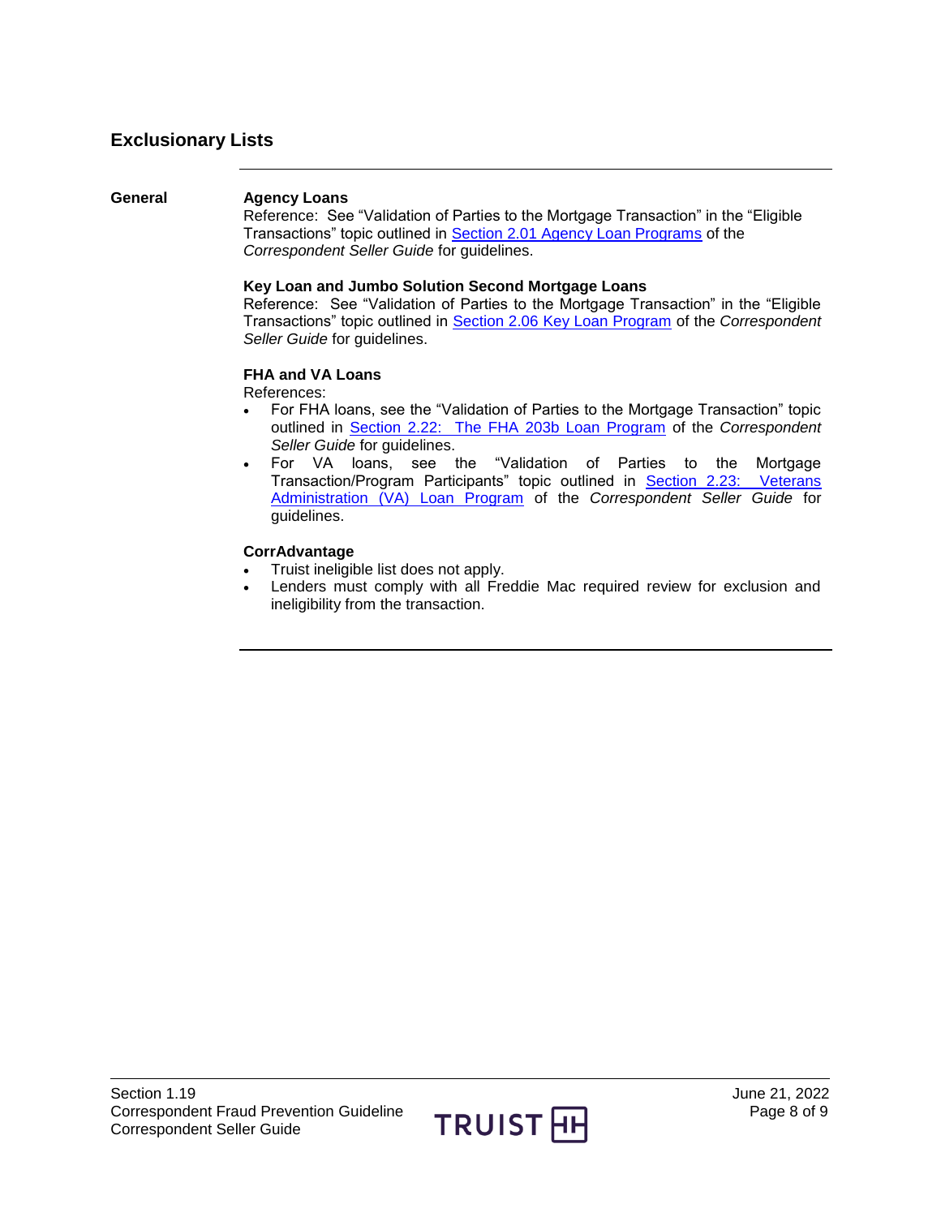## Exclusionary Lists

**General**

**Agency Loans**
Reference: See "Validation of Parties to the Mortgage Transaction" in the "Eligible Transactions" topic outlined in Section 2.01 Agency Loan Programs of the *Correspondent Seller Guide* for guidelines.

**Key Loan and Jumbo Solution Second Mortgage Loans**
Reference: See "Validation of Parties to the Mortgage Transaction" in the "Eligible Transactions" topic outlined in Section 2.06 Key Loan Program of the *Correspondent Seller Guide* for guidelines.

**FHA and VA Loans**
References:

- For FHA loans, see the "Validation of Parties to the Mortgage Transaction" topic outlined in Section 2.22: The FHA 203b Loan Program of the *Correspondent Seller Guide* for guidelines.
- For VA loans, see the "Validation of Parties to the Mortgage Transaction/Program Participants" topic outlined in Section 2.23: Veterans Administration (VA) Loan Program of the *Correspondent Seller Guide* for guidelines.

**CorrAdvantage**

- Truist ineligible list does not apply.
- Lenders must comply with all Freddie Mac required review for exclusion and ineligibility from the transaction.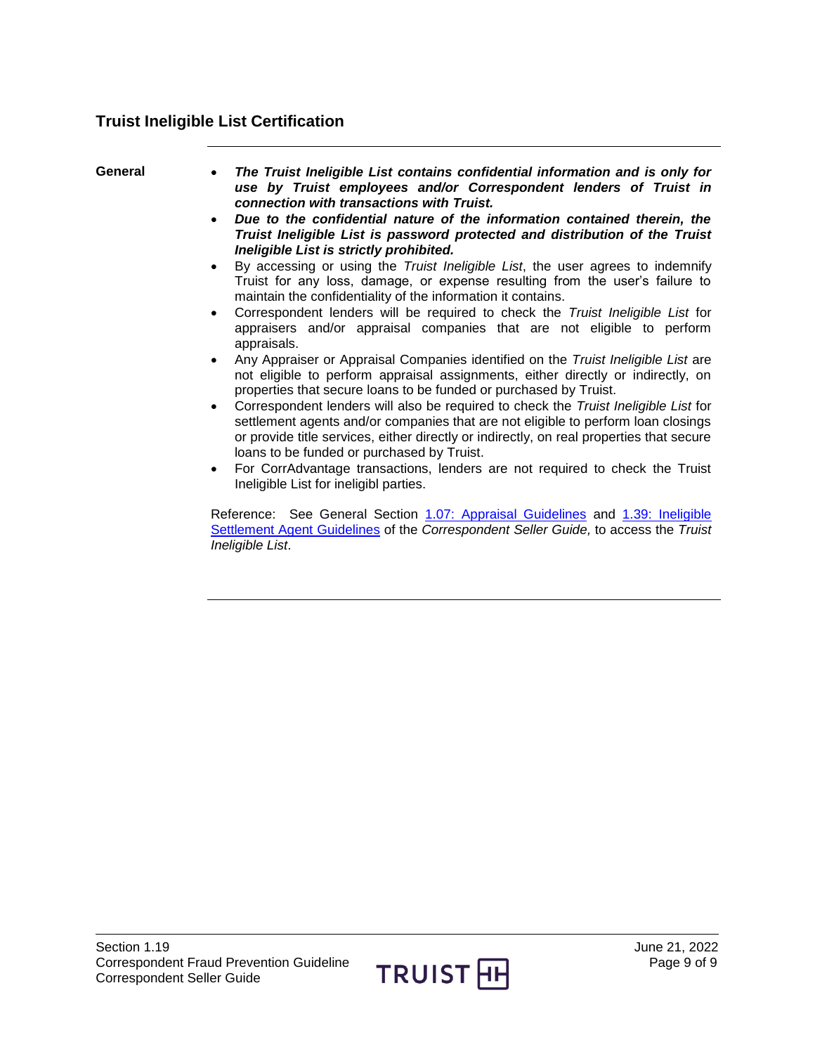## Truist Ineligible List Certification

**General**

- ***The Truist Ineligible List contains confidential information and is only for use by Truist employees and/or Correspondent lenders of Truist in connection with transactions with Truist.***
- ***Due to the confidential nature of the information contained therein, the Truist Ineligible List is password protected and distribution of the Truist Ineligible List is strictly prohibited.***
- By accessing or using the *Truist Ineligible List*, the user agrees to indemnify Truist for any loss, damage, or expense resulting from the user's failure to maintain the confidentiality of the information it contains.
- Correspondent lenders will be required to check the *Truist Ineligible List* for appraisers and/or appraisal companies that are not eligible to perform appraisals.
- Any Appraiser or Appraisal Companies identified on the *Truist Ineligible List* are not eligible to perform appraisal assignments, either directly or indirectly, on properties that secure loans to be funded or purchased by Truist.
- Correspondent lenders will also be required to check the *Truist Ineligible List* for settlement agents and/or companies that are not eligible to perform loan closings or provide title services, either directly or indirectly, on real properties that secure loans to be funded or purchased by Truist.
- For CorrAdvantage transactions, lenders are not required to check the Truist Ineligible List for ineligibl parties.

Reference: See General Section 1.07: Appraisal Guidelines and 1.39: Ineligible Settlement Agent Guidelines of the *Correspondent Seller Guide,* to access the *Truist Ineligible List*.